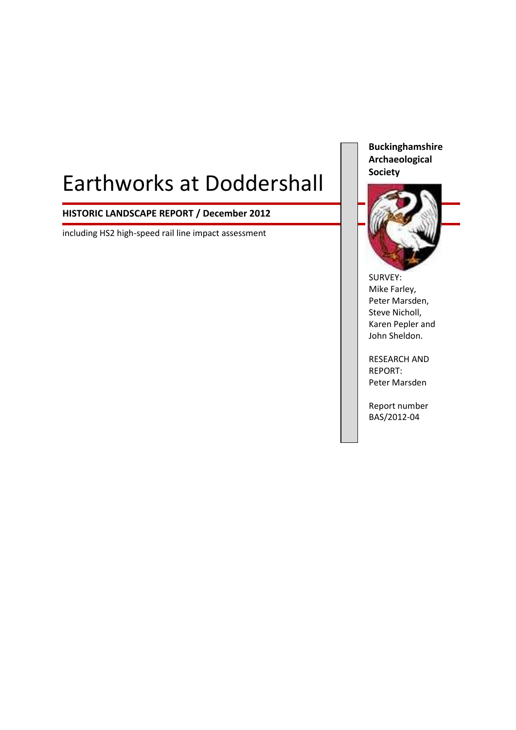# Earthworks at Doddershall

**HISTORIC LANDSCAPE REPORT / December 2012**

including HS2 high-speed rail line impact assessment

**Buckinghamshire Archaeological Society**

SURVEY:
Mike Farley,
Peter Marsden,
Steve Nicholl,
Karen Pepler and
John Sheldon.

RESEARCH AND REPORT:
Peter Marsden

Report number
BAS/2012-04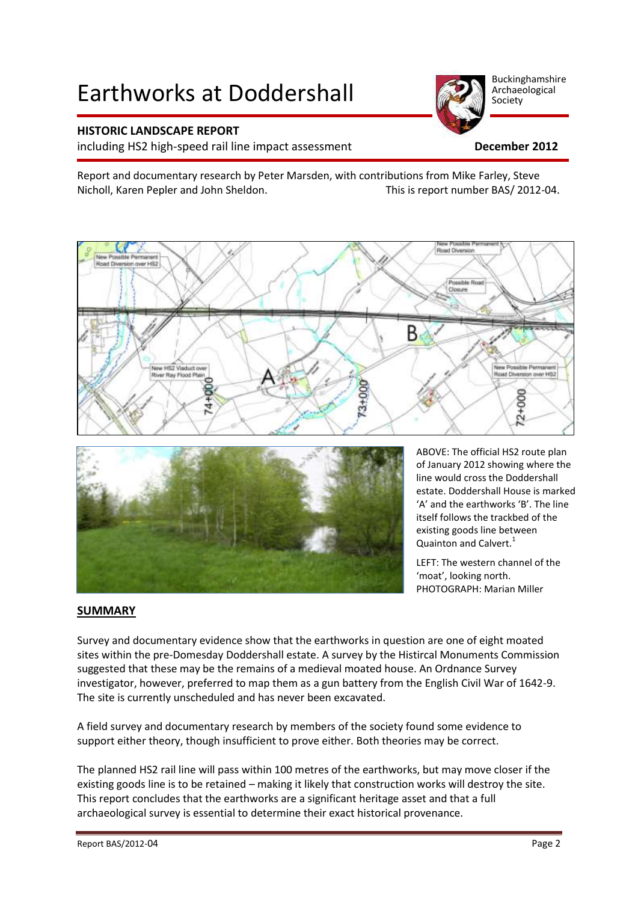# Earthworks at Doddershall

Buckinghamshire Archaeological Society

**HISTORIC LANDSCAPE REPORT**

including HS2 high-speed rail line impact assessment

**December 2012**

Report and documentary research by Peter Marsden, with contributions from Mike Farley, Steve Nicholl, Karen Pepler and John Sheldon. This is report number BAS/ 2012-04.

ABOVE: The official HS2 route plan of January 2012 showing where the line would cross the Doddershall estate. Doddershall House is marked 'A' and the earthworks 'B'. The line itself follows the trackbed of the existing goods line between Quainton and Calvert.[1]

LEFT: The western channel of the 'moat', looking north. PHOTOGRAPH: Marian Miller

## SUMMARY

Survey and documentary evidence show that the earthworks in question are one of eight moated sites within the pre-Domesday Doddershall estate. A survey by the Histircal Monuments Commission suggested that these may be the remains of a medieval moated house. An Ordnance Survey investigator, however, preferred to map them as a gun battery from the English Civil War of 1642-9. The site is currently unscheduled and has never been excavated.

A field survey and documentary research by members of the society found some evidence to support either theory, though insufficient to prove either. Both theories may be correct.

The planned HS2 rail line will pass within 100 metres of the earthworks, but may move closer if the existing goods line is to be retained – making it likely that construction works will destroy the site. This report concludes that the earthworks are a significant heritage asset and that a full archaeological survey is essential to determine their exact historical provenance.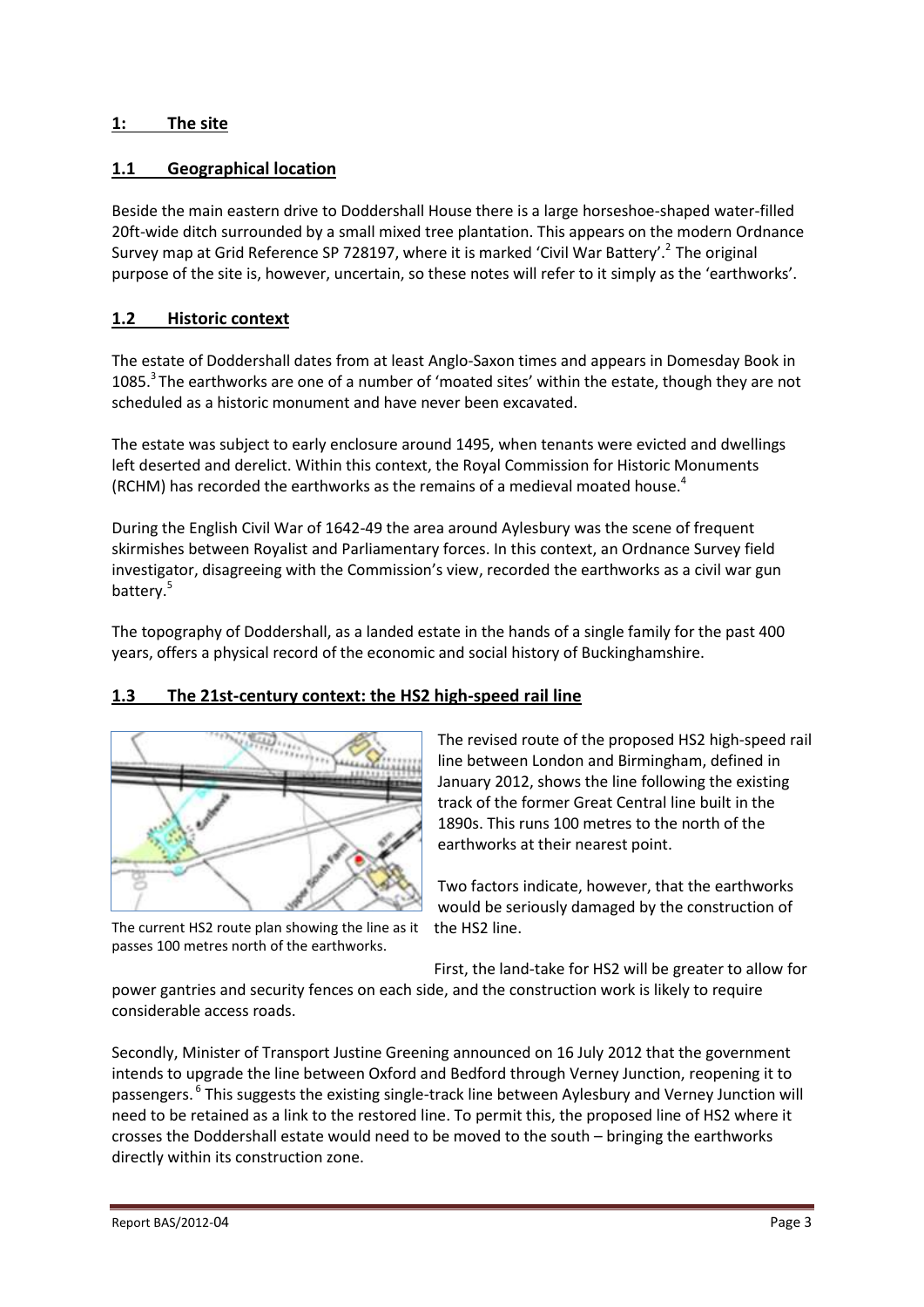## 1: The site

### 1.1 Geographical location

Beside the main eastern drive to Doddershall House there is a large horseshoe-shaped water-filled 20ft-wide ditch surrounded by a small mixed tree plantation. This appears on the modern Ordnance Survey map at Grid Reference SP 728197, where it is marked 'Civil War Battery'.[2] The original purpose of the site is, however, uncertain, so these notes will refer to it simply as the 'earthworks'.

### 1.2 Historic context

The estate of Doddershall dates from at least Anglo-Saxon times and appears in Domesday Book in 1085.[3] The earthworks are one of a number of 'moated sites' within the estate, though they are not scheduled as a historic monument and have never been excavated.

The estate was subject to early enclosure around 1495, when tenants were evicted and dwellings left deserted and derelict. Within this context, the Royal Commission for Historic Monuments (RCHM) has recorded the earthworks as the remains of a medieval moated house.[4]

During the English Civil War of 1642-49 the area around Aylesbury was the scene of frequent skirmishes between Royalist and Parliamentary forces. In this context, an Ordnance Survey field investigator, disagreeing with the Commission's view, recorded the earthworks as a civil war gun battery.[5]

The topography of Doddershall, as a landed estate in the hands of a single family for the past 400 years, offers a physical record of the economic and social history of Buckinghamshire.

### 1.3 The 21st-century context: the HS2 high-speed rail line

The current HS2 route plan showing the line as it passes 100 metres north of the earthworks.

The revised route of the proposed HS2 high-speed rail line between London and Birmingham, defined in January 2012, shows the line following the existing track of the former Great Central line built in the 1890s. This runs 100 metres to the north of the earthworks at their nearest point.

Two factors indicate, however, that the earthworks would be seriously damaged by the construction of the HS2 line.

First, the land-take for HS2 will be greater to allow for power gantries and security fences on each side, and the construction work is likely to require considerable access roads.

Secondly, Minister of Transport Justine Greening announced on 16 July 2012 that the government intends to upgrade the line between Oxford and Bedford through Verney Junction, reopening it to passengers.[6] This suggests the existing single-track line between Aylesbury and Verney Junction will need to be retained as a link to the restored line. To permit this, the proposed line of HS2 where it crosses the Doddershall estate would need to be moved to the south – bringing the earthworks directly within its construction zone.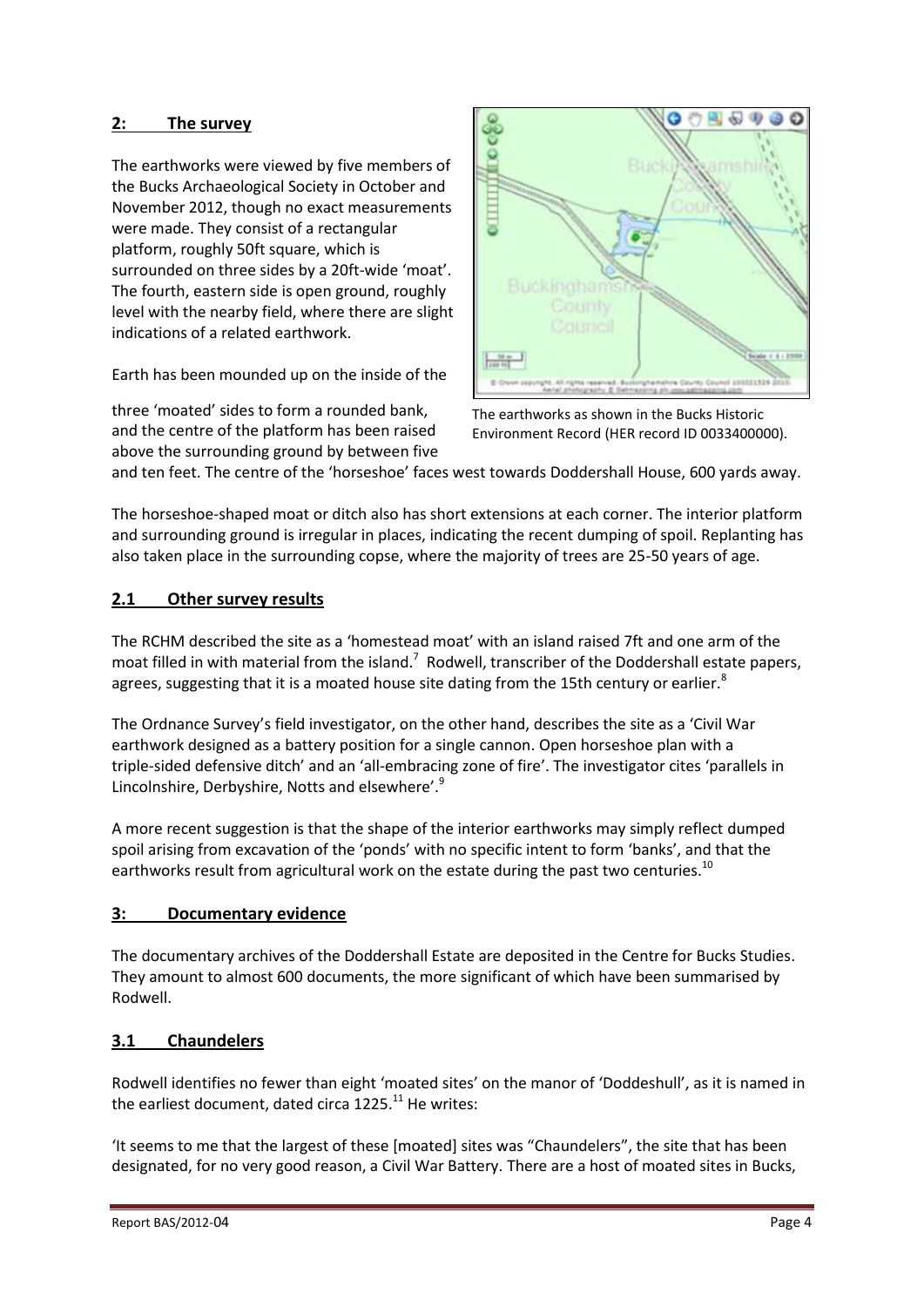## 2: The survey

The earthworks were viewed by five members of the Bucks Archaeological Society in October and November 2012, though no exact measurements were made. They consist of a rectangular platform, roughly 50ft square, which is surrounded on three sides by a 20ft-wide 'moat'. The fourth, eastern side is open ground, roughly level with the nearby field, where there are slight indications of a related earthwork.

Earth has been mounded up on the inside of the three 'moated' sides to form a rounded bank, and the centre of the platform has been raised above the surrounding ground by between five and ten feet. The centre of the 'horseshoe' faces west towards Doddershall House, 600 yards away.

The earthworks as shown in the Bucks Historic Environment Record (HER record ID 0033400000).

The horseshoe-shaped moat or ditch also has short extensions at each corner. The interior platform and surrounding ground is irregular in places, indicating the recent dumping of spoil. Replanting has also taken place in the surrounding copse, where the majority of trees are 25-50 years of age.

## 2.1 Other survey results

The RCHM described the site as a 'homestead moat' with an island raised 7ft and one arm of the moat filled in with material from the island.[7] Rodwell, transcriber of the Doddershall estate papers, agrees, suggesting that it is a moated house site dating from the 15th century or earlier.[8]

The Ordnance Survey's field investigator, on the other hand, describes the site as a 'Civil War earthwork designed as a battery position for a single cannon. Open horseshoe plan with a triple-sided defensive ditch' and an 'all-embracing zone of fire'. The investigator cites 'parallels in Lincolnshire, Derbyshire, Notts and elsewhere'.[9]

A more recent suggestion is that the shape of the interior earthworks may simply reflect dumped spoil arising from excavation of the 'ponds' with no specific intent to form 'banks', and that the earthworks result from agricultural work on the estate during the past two centuries.[10]

## 3: Documentary evidence

The documentary archives of the Doddershall Estate are deposited in the Centre for Bucks Studies. They amount to almost 600 documents, the more significant of which have been summarised by Rodwell.

## 3.1 Chaundelers

Rodwell identifies no fewer than eight 'moated sites' on the manor of 'Doddeshull', as it is named in the earliest document, dated circa 1225.[11] He writes:

'It seems to me that the largest of these [moated] sites was "Chaundelers", the site that has been designated, for no very good reason, a Civil War Battery. There are a host of moated sites in Bucks,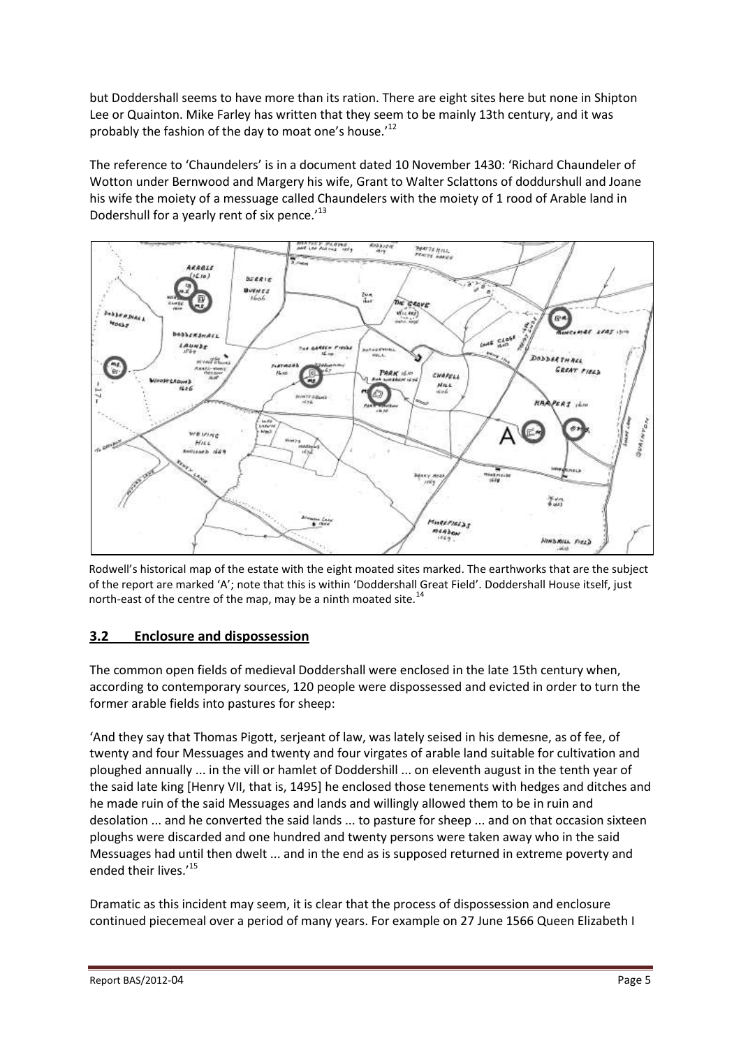but Doddershall seems to have more than its ration. There are eight sites here but none in Shipton Lee or Quainton. Mike Farley has written that they seem to be mainly 13th century, and it was probably the fashion of the day to moat one's house.'[12]

The reference to 'Chaundelers' is in a document dated 10 November 1430: 'Richard Chaundeler of Wotton under Bernwood and Margery his wife, Grant to Walter Sclattons of doddurshull and Joane his wife the moiety of a messuage called Chaundelers with the moiety of 1 rood of Arable land in Dodershull for a yearly rent of six pence.'[13]

Rodwell's historical map of the estate with the eight moated sites marked. The earthworks that are the subject of the report are marked 'A'; note that this is within 'Doddershall Great Field'. Doddershall House itself, just north-east of the centre of the map, may be a ninth moated site.[14]

## 3.2 Enclosure and dispossession

The common open fields of medieval Doddershall were enclosed in the late 15th century when, according to contemporary sources, 120 people were dispossessed and evicted in order to turn the former arable fields into pastures for sheep:

'And they say that Thomas Pigott, serjeant of law, was lately seised in his demesne, as of fee, of twenty and four Messuages and twenty and four virgates of arable land suitable for cultivation and ploughed annually ... in the vill or hamlet of Doddershill ... on eleventh august in the tenth year of the said late king [Henry VII, that is, 1495] he enclosed those tenements with hedges and ditches and he made ruin of the said Messuages and lands and willingly allowed them to be in ruin and desolation ... and he converted the said lands ... to pasture for sheep ... and on that occasion sixteen ploughs were discarded and one hundred and twenty persons were taken away who in the said Messuages had until then dwelt ... and in the end as is supposed returned in extreme poverty and ended their lives.'[15]

Dramatic as this incident may seem, it is clear that the process of dispossession and enclosure continued piecemeal over a period of many years. For example on 27 June 1566 Queen Elizabeth I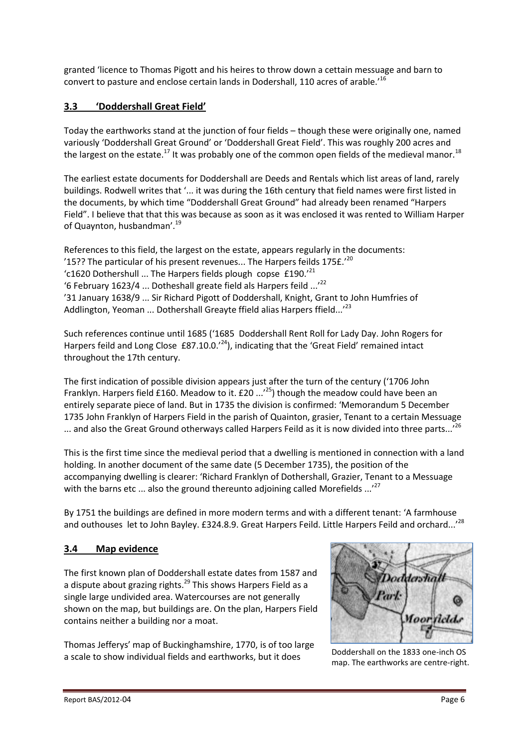granted 'licence to Thomas Pigott and his heires to throw down a cettain messuage and barn to convert to pasture and enclose certain lands in Dodershall, 110 acres of arable.'[16]

## 3.3 'Doddershall Great Field'

Today the earthworks stand at the junction of four fields – though these were originally one, named variously 'Doddershall Great Ground' or 'Doddershall Great Field'. This was roughly 200 acres and the largest on the estate.[17] It was probably one of the common open fields of the medieval manor.[18]

The earliest estate documents for Doddershall are Deeds and Rentals which list areas of land, rarely buildings. Rodwell writes that '... it was during the 16th century that field names were first listed in the documents, by which time "Doddershall Great Ground" had already been renamed "Harpers Field". I believe that that this was because as soon as it was enclosed it was rented to William Harper of Quaynton, husbandman'.[19]

References to this field, the largest on the estate, appears regularly in the documents:
'15?? The particular of his present revenues... The Harpers feilds 175£.'[20]
'c1620 Dothershull ... The Harpers fields plough copse £190.'[21]
'6 February 1623/4 ... Dotheshall greate field als Harpers feild ...'[22]
'31 January 1638/9 ... Sir Richard Pigott of Doddershall, Knight, Grant to John Humfries of Addlington, Yeoman ... Dothershall Greayte ffield alias Harpers ffield...'[23]

Such references continue until 1685 ('1685 Doddershall Rent Roll for Lady Day. John Rogers for Harpers feild and Long Close £87.10.0.'[24]), indicating that the 'Great Field' remained intact throughout the 17th century.

The first indication of possible division appears just after the turn of the century ('1706 John Franklyn. Harpers field £160. Meadow to it. £20 ...'[25]) though the meadow could have been an entirely separate piece of land. But in 1735 the division is confirmed: 'Memorandum 5 December 1735 John Franklyn of Harpers Field in the parish of Quainton, grasier, Tenant to a certain Messuage ... and also the Great Ground otherways called Harpers Feild as it is now divided into three parts...'[26]

This is the first time since the medieval period that a dwelling is mentioned in connection with a land holding. In another document of the same date (5 December 1735), the position of the accompanying dwelling is clearer: 'Richard Franklyn of Dothershall, Grazier, Tenant to a Messuage with the barns etc ... also the ground thereunto adjoining called Morefields ...'[27]

By 1751 the buildings are defined in more modern terms and with a different tenant: 'A farmhouse and outhouses let to John Bayley. £324.8.9. Great Harpers Feild. Little Harpers Feild and orchard...'[28]

## 3.4 Map evidence

The first known plan of Doddershall estate dates from 1587 and a dispute about grazing rights.[29] This shows Harpers Field as a single large undivided area. Watercourses are not generally shown on the map, but buildings are. On the plan, Harpers Field contains neither a building nor a moat.

Thomas Jefferys' map of Buckinghamshire, 1770, is of too large a scale to show individual fields and earthworks, but it does

Doddershall on the 1833 one-inch OS map. The earthworks are centre-right.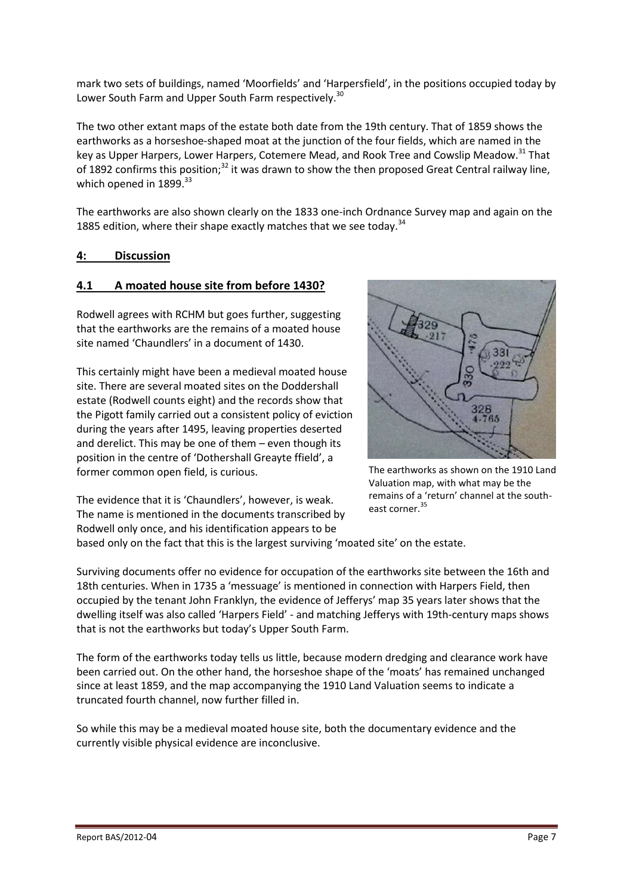mark two sets of buildings, named 'Moorfields' and 'Harpersfield', in the positions occupied today by Lower South Farm and Upper South Farm respectively.[30]

The two other extant maps of the estate both date from the 19th century. That of 1859 shows the earthworks as a horseshoe-shaped moat at the junction of the four fields, which are named in the key as Upper Harpers, Lower Harpers, Cotemere Mead, and Rook Tree and Cowslip Meadow.[31] That of 1892 confirms this position;[32] it was drawn to show the then proposed Great Central railway line, which opened in 1899.[33]

The earthworks are also shown clearly on the 1833 one-inch Ordnance Survey map and again on the 1885 edition, where their shape exactly matches that we see today.[34]

## 4: Discussion

### 4.1 A moated house site from before 1430?

Rodwell agrees with RCHM but goes further, suggesting that the earthworks are the remains of a moated house site named 'Chaundlers' in a document of 1430.

This certainly might have been a medieval moated house site. There are several moated sites on the Doddershall estate (Rodwell counts eight) and the records show that the Pigott family carried out a consistent policy of eviction during the years after 1495, leaving properties deserted and derelict. This may be one of them – even though its position in the centre of 'Dothershall Greayte ffield', a former common open field, is curious.

The earthworks as shown on the 1910 Land Valuation map, with what may be the remains of a 'return' channel at the south-east corner.[35]

The evidence that it is 'Chaundlers', however, is weak. The name is mentioned in the documents transcribed by Rodwell only once, and his identification appears to be based only on the fact that this is the largest surviving 'moated site' on the estate.

Surviving documents offer no evidence for occupation of the earthworks site between the 16th and 18th centuries. When in 1735 a 'messuage' is mentioned in connection with Harpers Field, then occupied by the tenant John Franklyn, the evidence of Jefferys' map 35 years later shows that the dwelling itself was also called 'Harpers Field' - and matching Jefferys with 19th-century maps shows that is not the earthworks but today's Upper South Farm.

The form of the earthworks today tells us little, because modern dredging and clearance work have been carried out. On the other hand, the horseshoe shape of the 'moats' has remained unchanged since at least 1859, and the map accompanying the 1910 Land Valuation seems to indicate a truncated fourth channel, now further filled in.

So while this may be a medieval moated house site, both the documentary evidence and the currently visible physical evidence are inconclusive.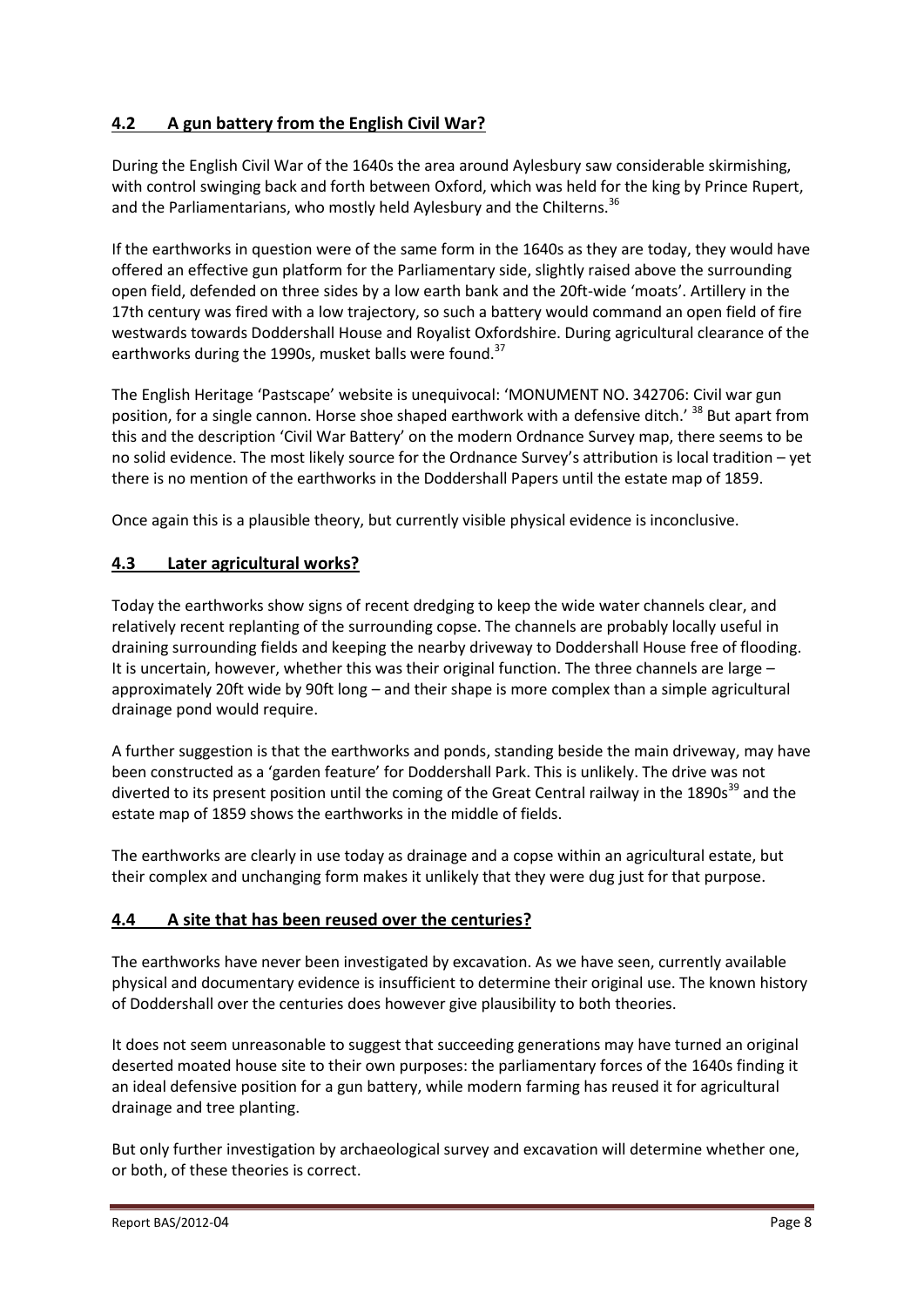## 4.2 A gun battery from the English Civil War?

During the English Civil War of the 1640s the area around Aylesbury saw considerable skirmishing, with control swinging back and forth between Oxford, which was held for the king by Prince Rupert, and the Parliamentarians, who mostly held Aylesbury and the Chilterns.[36]

If the earthworks in question were of the same form in the 1640s as they are today, they would have offered an effective gun platform for the Parliamentary side, slightly raised above the surrounding open field, defended on three sides by a low earth bank and the 20ft-wide 'moats'. Artillery in the 17th century was fired with a low trajectory, so such a battery would command an open field of fire westwards towards Doddershall House and Royalist Oxfordshire. During agricultural clearance of the earthworks during the 1990s, musket balls were found.[37]

The English Heritage 'Pastscape' website is unequivocal: 'MONUMENT NO. 342706: Civil war gun position, for a single cannon. Horse shoe shaped earthwork with a defensive ditch.' [38] But apart from this and the description 'Civil War Battery' on the modern Ordnance Survey map, there seems to be no solid evidence. The most likely source for the Ordnance Survey's attribution is local tradition – yet there is no mention of the earthworks in the Doddershall Papers until the estate map of 1859.

Once again this is a plausible theory, but currently visible physical evidence is inconclusive.

## 4.3 Later agricultural works?

Today the earthworks show signs of recent dredging to keep the wide water channels clear, and relatively recent replanting of the surrounding copse. The channels are probably locally useful in draining surrounding fields and keeping the nearby driveway to Doddershall House free of flooding. It is uncertain, however, whether this was their original function. The three channels are large – approximately 20ft wide by 90ft long – and their shape is more complex than a simple agricultural drainage pond would require.

A further suggestion is that the earthworks and ponds, standing beside the main driveway, may have been constructed as a 'garden feature' for Doddershall Park. This is unlikely. The drive was not diverted to its present position until the coming of the Great Central railway in the 1890s[39] and the estate map of 1859 shows the earthworks in the middle of fields.

The earthworks are clearly in use today as drainage and a copse within an agricultural estate, but their complex and unchanging form makes it unlikely that they were dug just for that purpose.

## 4.4 A site that has been reused over the centuries?

The earthworks have never been investigated by excavation. As we have seen, currently available physical and documentary evidence is insufficient to determine their original use. The known history of Doddershall over the centuries does however give plausibility to both theories.

It does not seem unreasonable to suggest that succeeding generations may have turned an original deserted moated house site to their own purposes: the parliamentary forces of the 1640s finding it an ideal defensive position for a gun battery, while modern farming has reused it for agricultural drainage and tree planting.

But only further investigation by archaeological survey and excavation will determine whether one, or both, of these theories is correct.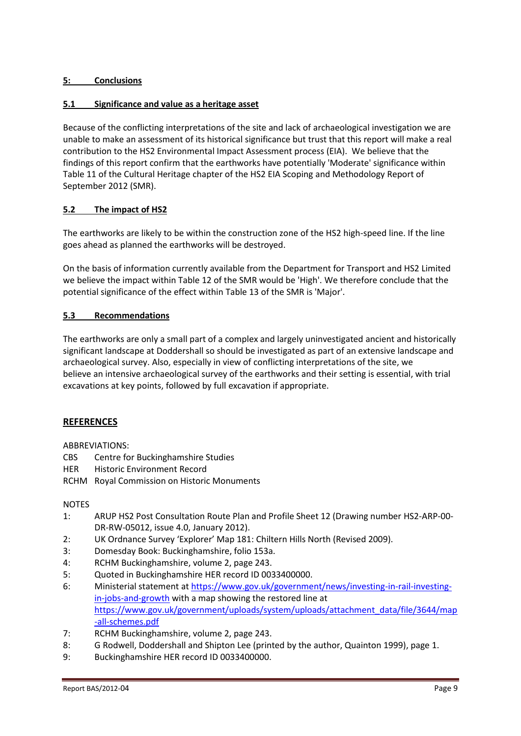## 5: Conclusions

### 5.1 Significance and value as a heritage asset

Because of the conflicting interpretations of the site and lack of archaeological investigation we are unable to make an assessment of its historical significance but trust that this report will make a real contribution to the HS2 Environmental Impact Assessment process (EIA). We believe that the findings of this report confirm that the earthworks have potentially 'Moderate' significance within Table 11 of the Cultural Heritage chapter of the HS2 EIA Scoping and Methodology Report of September 2012 (SMR).

### 5.2 The impact of HS2

The earthworks are likely to be within the construction zone of the HS2 high-speed line. If the line goes ahead as planned the earthworks will be destroyed.

On the basis of information currently available from the Department for Transport and HS2 Limited we believe the impact within Table 12 of the SMR would be 'High'. We therefore conclude that the potential significance of the effect within Table 13 of the SMR is 'Major'.

### 5.3 Recommendations

The earthworks are only a small part of a complex and largely uninvestigated ancient and historically significant landscape at Doddershall so should be investigated as part of an extensive landscape and archaeological survey. Also, especially in view of conflicting interpretations of the site, we believe an intensive archaeological survey of the earthworks and their setting is essential, with trial excavations at key points, followed by full excavation if appropriate.

## REFERENCES

ABBREVIATIONS:

- CBS Centre for Buckinghamshire Studies
- HER Historic Environment Record
- RCHM Royal Commission on Historic Monuments

NOTES

1: ARUP HS2 Post Consultation Route Plan and Profile Sheet 12 (Drawing number HS2-ARP-00-DR-RW-05012, issue 4.0, January 2012).

2: UK Ordnance Survey 'Explorer' Map 181: Chiltern Hills North (Revised 2009).

3: Domesday Book: Buckinghamshire, folio 153a.

4: RCHM Buckinghamshire, volume 2, page 243.

5: Quoted in Buckinghamshire HER record ID 0033400000.

6: Ministerial statement at https://www.gov.uk/government/news/investing-in-rail-investing-in-jobs-and-growth with a map showing the restored line at https://www.gov.uk/government/uploads/system/uploads/attachment_data/file/3644/map-all-schemes.pdf

7: RCHM Buckinghamshire, volume 2, page 243.

8: G Rodwell, Doddershall and Shipton Lee (printed by the author, Quainton 1999), page 1.

9: Buckinghamshire HER record ID 0033400000.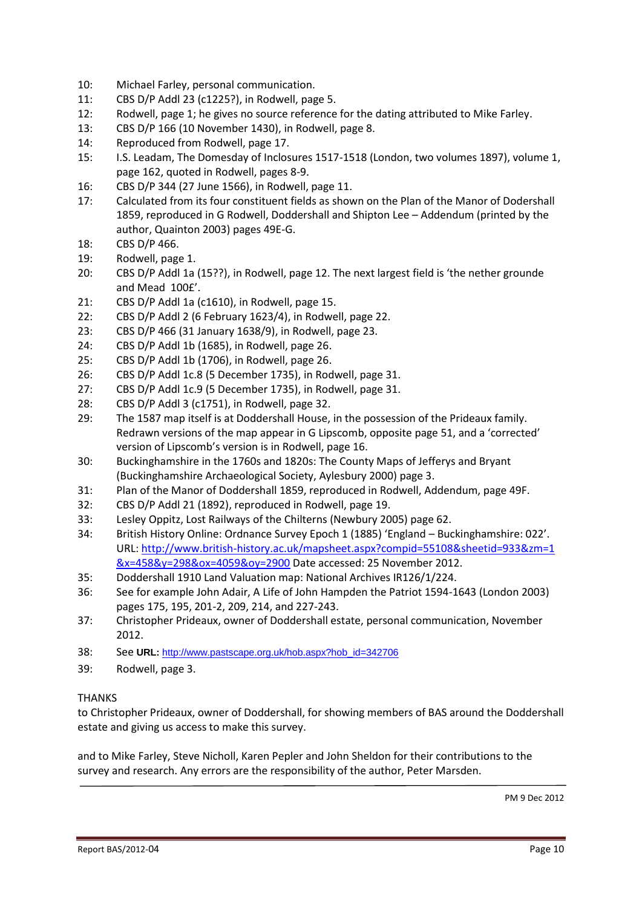10: Michael Farley, personal communication.
11: CBS D/P Addl 23 (c1225?), in Rodwell, page 5.
12: Rodwell, page 1; he gives no source reference for the dating attributed to Mike Farley.
13: CBS D/P 166 (10 November 1430), in Rodwell, page 8.
14: Reproduced from Rodwell, page 17.
15: I.S. Leadam, The Domesday of Inclosures 1517-1518 (London, two volumes 1897), volume 1, page 162, quoted in Rodwell, pages 8-9.
16: CBS D/P 344 (27 June 1566), in Rodwell, page 11.
17: Calculated from its four constituent fields as shown on the Plan of the Manor of Dodershall 1859, reproduced in G Rodwell, Doddershall and Shipton Lee – Addendum (printed by the author, Quainton 2003) pages 49E-G.
18: CBS D/P 466.
19: Rodwell, page 1.
20: CBS D/P Addl 1a (15??), in Rodwell, page 12. The next largest field is 'the nether grounde and Mead 100£'.
21: CBS D/P Addl 1a (c1610), in Rodwell, page 15.
22: CBS D/P Addl 2 (6 February 1623/4), in Rodwell, page 22.
23: CBS D/P 466 (31 January 1638/9), in Rodwell, page 23.
24: CBS D/P Addl 1b (1685), in Rodwell, page 26.
25: CBS D/P Addl 1b (1706), in Rodwell, page 26.
26: CBS D/P Addl 1c.8 (5 December 1735), in Rodwell, page 31.
27: CBS D/P Addl 1c.9 (5 December 1735), in Rodwell, page 31.
28: CBS D/P Addl 3 (c1751), in Rodwell, page 32.
29: The 1587 map itself is at Doddershall House, in the possession of the Prideaux family. Redrawn versions of the map appear in G Lipscomb, opposite page 51, and a 'corrected' version of Lipscomb's version is in Rodwell, page 16.
30: Buckinghamshire in the 1760s and 1820s: The County Maps of Jefferys and Bryant (Buckinghamshire Archaeological Society, Aylesbury 2000) page 3.
31: Plan of the Manor of Doddershall 1859, reproduced in Rodwell, Addendum, page 49F.
32: CBS D/P Addl 21 (1892), reproduced in Rodwell, page 19.
33: Lesley Oppitz, Lost Railways of the Chilterns (Newbury 2005) page 62.
34: British History Online: Ordnance Survey Epoch 1 (1885) 'England – Buckinghamshire: 022'. URL: http://www.british-history.ac.uk/mapsheet.aspx?compid=55108&sheetid=933&zm=1&x=458&y=298&ox=4059&oy=2900 Date accessed: 25 November 2012.
35: Doddershall 1910 Land Valuation map: National Archives IR126/1/224.
36: See for example John Adair, A Life of John Hampden the Patriot 1594-1643 (London 2003) pages 175, 195, 201-2, 209, 214, and 227-243.
37: Christopher Prideaux, owner of Doddershall estate, personal communication, November 2012.
38: See **URL:** http://www.pastscape.org.uk/hob.aspx?hob_id=342706
39: Rodwell, page 3.

THANKS

to Christopher Prideaux, owner of Doddershall, for showing members of BAS around the Doddershall estate and giving us access to make this survey.

and to Mike Farley, Steve Nicholl, Karen Pepler and John Sheldon for their contributions to the survey and research. Any errors are the responsibility of the author, Peter Marsden.

PM 9 Dec 2012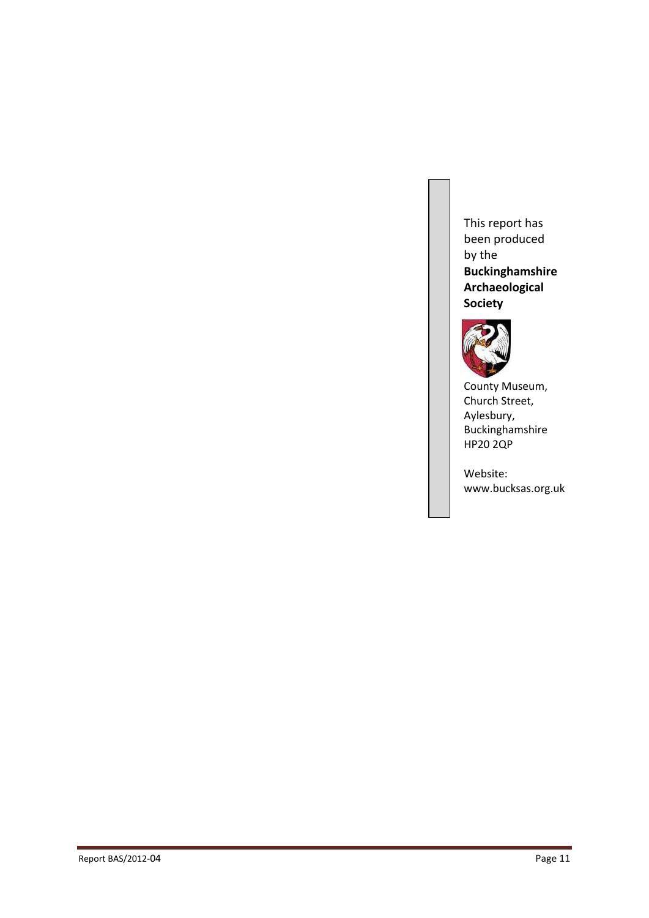This report has been produced by the **Buckinghamshire Archaeological Society**

County Museum,
Church Street,
Aylesbury,
Buckinghamshire
HP20 2QP

Website:
www.bucksas.org.uk